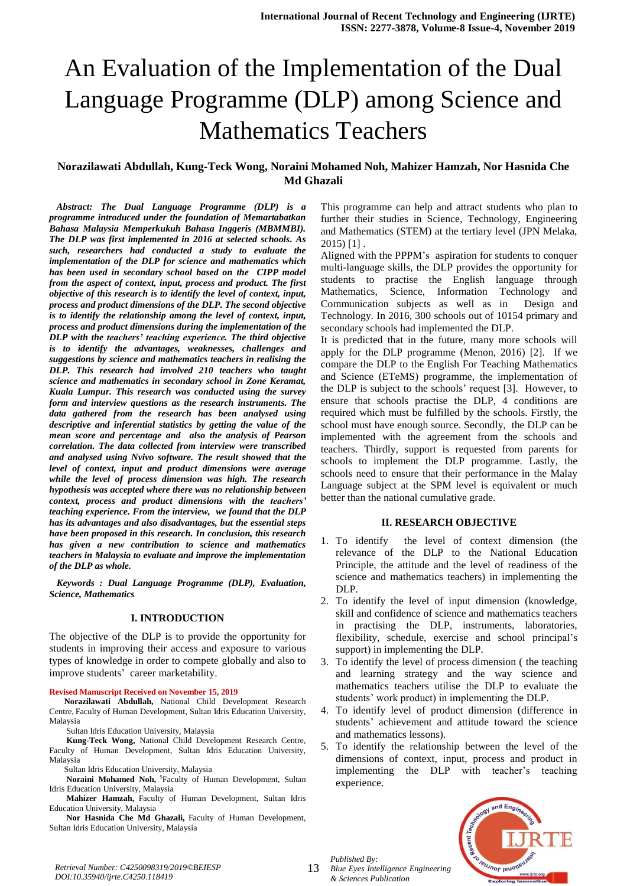# An Evaluation of the Implementation of the Dual Language Programme (DLP) among Science and Mathematics Teachers

**Norazilawati Abdullah, Kung-Teck Wong, Noraini Mohamed Noh, Mahizer Hamzah, Nor Hasnida Che Md Ghazali**

***Abstract: The Dual Language Programme (DLP) is a programme introduced under the foundation of Memartabatkan Bahasa Malaysia Memperkukuh Bahasa Inggeris (MBMMBI). The DLP was first implemented in 2016 at selected schools. As such, researchers had conducted a study to evaluate the implementation of the DLP for science and mathematics which has been used in secondary school based on the CIPP model from the aspect of context, input, process and product. The first objective of this research is to identify the level of context, input, process and product dimensions of the DLP. The second objective is to identify the relationship among the level of context, input, process and product dimensions during the implementation of the DLP with the teachers' teaching experience. The third objective is to identify the advantages, weaknesses, challenges and suggestions by science and mathematics teachers in realising the DLP. This research had involved 210 teachers who taught science and mathematics in secondary school in Zone Keramat, Kuala Lumpur. This research was conducted using the survey form and interview questions as the research instruments. The data gathered from the research has been analysed using descriptive and inferential statistics by getting the value of the mean score and percentage and also the analysis of Pearson correlation. The data collected from interview were transcribed and analysed using Nvivo software. The result showed that the level of context, input and product dimensions were average while the level of process dimension was high. The research hypothesis was accepted where there was no relationship between context, process and product dimensions with the teachers' teaching experience. From the interview, we found that the DLP has its advantages and also disadvantages, but the essential steps have been proposed in this research. In conclusion, this research has given a new contribution to science and mathematics teachers in Malaysia to evaluate and improve the implementation of the DLP as whole.***

***Keywords : Dual Language Programme (DLP), Evaluation, Science, Mathematics***

## I. INTRODUCTION

The objective of the DLP is to provide the opportunity for students in improving their access and exposure to various types of knowledge in order to compete globally and also to improve students' career marketability.

**Revised Manuscript Received on November 15, 2019**

**Norazilawati Abdullah,** National Child Development Research Centre, Faculty of Human Development, Sultan Idris Education University, Malaysia

Sultan Idris Education University, Malaysia

**Kung-Teck Wong,** National Child Development Research Centre, Faculty of Human Development, Sultan Idris Education University, Malaysia

Sultan Idris Education University, Malaysia

**Noraini Mohamed Noh,** [5]Faculty of Human Development, Sultan Idris Education University, Malaysia

**Mahizer Hamzah,** Faculty of Human Development, Sultan Idris Education University, Malaysia

**Nor Hasnida Che Md Ghazali,** Faculty of Human Development, Sultan Idris Education University, Malaysia

This programme can help and attract students who plan to further their studies in Science, Technology, Engineering and Mathematics (STEM) at the tertiary level (JPN Melaka, 2015) [1] .

Aligned with the PPPM's aspiration for students to conquer multi-language skills, the DLP provides the opportunity for students to practise the English language through Mathematics, Science, Information Technology and Communication subjects as well as in Design and Technology. In 2016, 300 schools out of 10154 primary and secondary schools had implemented the DLP.

It is predicted that in the future, many more schools will apply for the DLP programme (Menon, 2016) [2]. If we compare the DLP to the English For Teaching Mathematics and Science (ETeMS) programme, the implementation of the DLP is subject to the schools' request [3]. However, to ensure that schools practise the DLP, 4 conditions are required which must be fulfilled by the schools. Firstly, the school must have enough source. Secondly, the DLP can be implemented with the agreement from the schools and teachers. Thirdly, support is requested from parents for schools to implement the DLP programme. Lastly, the schools need to ensure that their performance in the Malay Language subject at the SPM level is equivalent or much better than the national cumulative grade.

## II. RESEARCH OBJECTIVE

1. To identify the level of context dimension (the relevance of the DLP to the National Education Principle, the attitude and the level of readiness of the science and mathematics teachers) in implementing the DLP.
2. To identify the level of input dimension (knowledge, skill and confidence of science and mathematics teachers in practising the DLP, instruments, laboratories, flexibility, schedule, exercise and school principal's support) in implementing the DLP.
3. To identify the level of process dimension ( the teaching and learning strategy and the way science and mathematics teachers utilise the DLP to evaluate the students' work product) in implementing the DLP.
4. To identify level of product dimension (difference in students' achievement and attitude toward the science and mathematics lessons).
5. To identify the relationship between the level of the dimensions of context, input, process and product in implementing the DLP with teacher's teaching experience.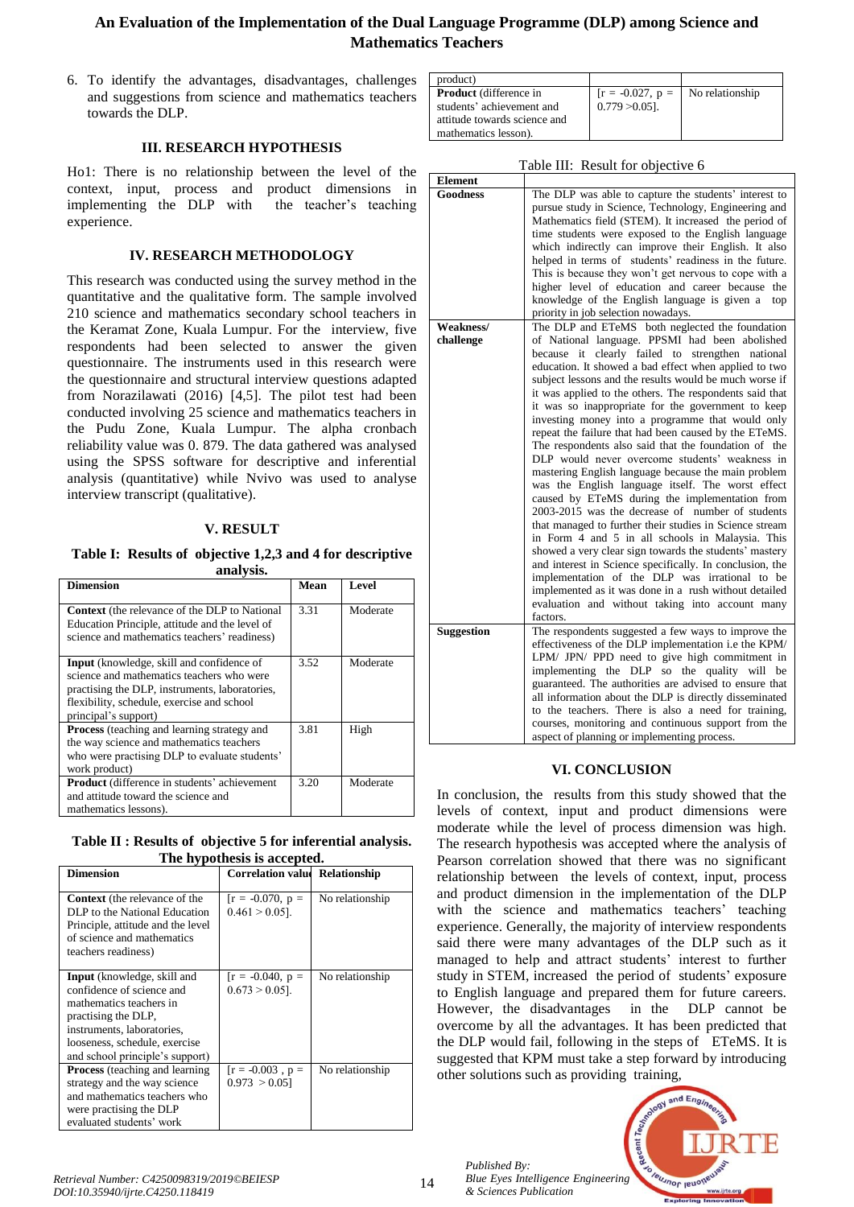6. To identify the advantages, disadvantages, challenges and suggestions from science and mathematics teachers towards the DLP.

### III. RESEARCH HYPOTHESIS

Ho1: There is no relationship between the level of the context, input, process and product dimensions in implementing the DLP with the teacher's teaching experience.

### IV. RESEARCH METHODOLOGY

This research was conducted using the survey method in the quantitative and the qualitative form. The sample involved 210 science and mathematics secondary school teachers in the Keramat Zone, Kuala Lumpur. For the interview, five respondents had been selected to answer the given questionnaire. The instruments used in this research were the questionnaire and structural interview questions adapted from Norazilawati (2016) [4,5]. The pilot test had been conducted involving 25 science and mathematics teachers in the Pudu Zone, Kuala Lumpur. The alpha cronbach reliability value was 0. 879. The data gathered was analysed using the SPSS software for descriptive and inferential analysis (quantitative) while Nvivo was used to analyse interview transcript (qualitative).

### V. RESULT

**Table I: Results of objective 1,2,3 and 4 for descriptive analysis.**

| Dimension | Mean | Level |
|---|---|---|
| **Context** (the relevance of the DLP to National Education Principle, attitude and the level of science and mathematics teachers' readiness) | 3.31 | Moderate |
| **Input** (knowledge, skill and confidence of science and mathematics teachers who were practising the DLP, instruments, laboratories, flexibility, schedule, exercise and school principal's support) | 3.52 | Moderate |
| **Process** (teaching and learning strategy and the way science and mathematics teachers who were practising DLP to evaluate students' work product) | 3.81 | High |
| **Product** (difference in students' achievement and attitude toward the science and mathematics lessons). | 3.20 | Moderate |

**Table II : Results of objective 5 for inferential analysis. The hypothesis is accepted.**

| Dimension | Correlation value | Relationship |
|---|---|---|
| **Context** (the relevance of the DLP to the National Education Principle, attitude and the level of science and mathematics teachers readiness) | [r = -0.070, p = 0.461 > 0.05]. | No relationship |
| **Input** (knowledge, skill and confidence of science and mathematics teachers in practising the DLP, instruments, laboratories, looseness, schedule, exercise and school principle's support) | [r = -0.040, p = 0.673 > 0.05]. | No relationship |
| **Process** (teaching and learning strategy and the way science and mathematics teachers who were practising the DLP evaluated students' work product) | [r = -0.003 , p = 0.973 > 0.05] | No relationship |
| **Product** (difference in students' achievement and attitude towards science and mathematics lesson). | [r = -0.027, p = 0.779 >0.05]. | No relationship |

Table III: Result for objective 6

| Element | |
|---|---|
| **Goodness** | The DLP was able to capture the students' interest to pursue study in Science, Technology, Engineering and Mathematics field (STEM). It increased the period of time students were exposed to the English language which indirectly can improve their English. It also helped in terms of students' readiness in the future. This is because they won't get nervous to cope with a higher level of education and career because the knowledge of the English language is given a top priority in job selection nowadays. |
| **Weakness/ challenge** | The DLP and ETeMS both neglected the foundation of National language. PPSMI had been abolished because it clearly failed to strengthen national education. It showed a bad effect when applied to two subject lessons and the results would be much worse if it was applied to the others. The respondents said that it was so inappropriate for the government to keep investing money into a programme that would only repeat the failure that had been caused by the ETeMS. The respondents also said that the foundation of the DLP would never overcome students' weakness in mastering English language because the main problem was the English language itself. The worst effect caused by ETeMS during the implementation from 2003-2015 was the decrease of number of students that managed to further their studies in Science stream in Form 4 and 5 in all schools in Malaysia. This showed a very clear sign towards the students' mastery and interest in Science specifically. In conclusion, the implementation of the DLP was irrational to be implemented as it was done in a rush without detailed evaluation and without taking into account many factors. |
| **Suggestion** | The respondents suggested a few ways to improve the effectiveness of the DLP implementation i.e the KPM/ LPM/ JPN/ PPD need to give high commitment in implementing the DLP so the quality will be guaranteed. The authorities are advised to ensure that all information about the DLP is directly disseminated to the teachers. There is also a need for training, courses, monitoring and continuous support from the aspect of planning or implementing process. |

### VI. CONCLUSION

In conclusion, the results from this study showed that the levels of context, input and product dimensions were moderate while the level of process dimension was high. The research hypothesis was accepted where the analysis of Pearson correlation showed that there was no significant relationship between the levels of context, input, process and product dimension in the implementation of the DLP with the science and mathematics teachers' teaching experience. Generally, the majority of interview respondents said there were many advantages of the DLP such as it managed to help and attract students' interest to further study in STEM, increased the period of students' exposure to English language and prepared them for future careers. However, the disadvantages in the DLP cannot be overcome by all the advantages. It has been predicted that the DLP would fail, following in the steps of ETeMS. It is suggested that KPM must take a step forward by introducing other solutions such as providing training,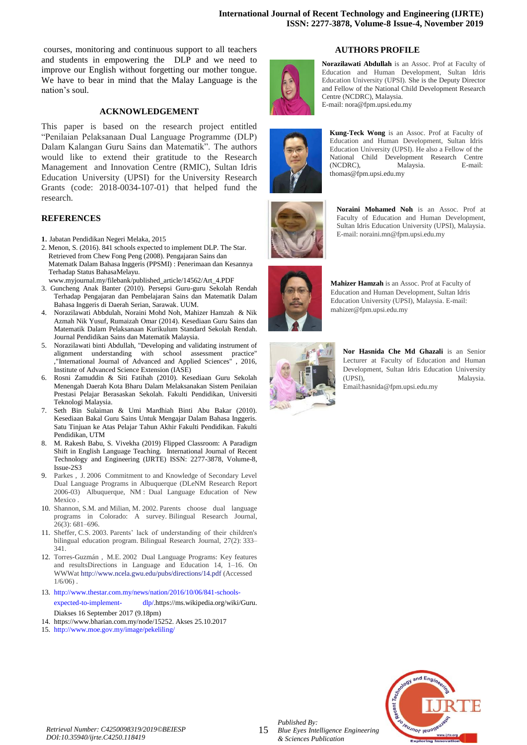courses, monitoring and continuous support to all teachers and students in empowering the DLP and we need to improve our English without forgetting our mother tongue. We have to bear in mind that the Malay Language is the nation's soul.

## ACKNOWLEDGEMENT

This paper is based on the research project entitled "Penilaian Pelaksanaan Dual Language Programme (DLP) Dalam Kalangan Guru Sains dan Matematik". The authors would like to extend their gratitude to the Research Management and Innovation Centre (RMIC), Sultan Idris Education University (UPSI) for the University Research Grants (code: 2018-0034-107-01) that helped fund the research.

## REFERENCES

1. Jabatan Pendidikan Negeri Melaka, 2015
2. Menon, S. (2016). 841 schools expected to implement DLP. The Star. Retrieved from Chew Fong Peng (2008). Pengajaran Sains dan Matematk Dalam Bahasa Inggeris (PPSMI) : Penerimaan dan Kesannya Terhadap Status BahasaMelayu. www.myjournal.my/filebank/published_article/14562/Art_4.PDF
3. Guncheng Anak Banter (2010). Persepsi Guru-guru Sekolah Rendah Terhadap Pengajaran dan Pembelajaran Sains dan Matematik Dalam Bahasa Inggeris di Daerah Serian, Sarawak. UUM.
4. Norazilawati Abbdulah, Noraini Mohd Noh, Mahizer Hamzah & Nik Azmah Nik Yusuf, Rumaizah Omar (2014). Kesediaan Guru Sains dan Matematik Dalam Pelaksanaan Kurikulum Standard Sekolah Rendah. Journal Pendidikan Sains dan Matematik Malaysia.
5. Norazilawati binti Abdullah, "Developing and validating instrument of alignment understanding with school assessment practice" ,"International Journal of Advanced and Applied Sciences" , 2016, Institute of Advanced Science Extension (IASE)
6. Rosni Zamuddin & Siti Fatihah (2010). Kesediaan Guru Sekolah Menengah Daerah Kota Bharu Dalam Melaksanakan Sistem Penilaian Prestasi Pelajar Berasaskan Sekolah. Fakulti Pendidikan, Universiti Teknologi Malaysia.
7. Seth Bin Sulaiman & Umi Mardhiah Binti Abu Bakar (2010). Kesediaan Bakal Guru Sains Untuk Mengajar Dalam Bahasa Inggeris. Satu Tinjuan ke Atas Pelajar Tahun Akhir Fakulti Pendidikan. Fakulti Pendidikan, UTM
8. M. Rakesh Babu, S. Vivekha (2019) Flipped Classroom: A Paradigm Shift in English Language Teaching. International Journal of Recent Technology and Engineering (IJRTE) ISSN: 2277-3878, Volume-8, Issue-2S3
9. Parkes , J. 2006 Commitment to and Knowledge of Secondary Level Dual Language Programs in Albuquerque (DLeNM Research Report 2006-03) Albuquerque, NM : Dual Language Education of New Mexico .
10. Shannon, S.M. and Milian, M. 2002. Parents choose dual language programs in Colorado: A survey. Bilingual Research Journal, 26(3): 681–696.
11. Sheffer, C.S. 2003. Parents' lack of understanding of their children's bilingual education program. Bilingual Research Journal, 27(2): 333–341.
12. Torres-Guzmán , M.E. 2002 Dual Language Programs: Key features and resultsDirections in Language and Education 14, 1–16. On WWWat http://www.ncela.gwu.edu/pubs/directions/14.pdf (Accessed 1/6/06) .
13. http://www.thestar.com.my/news/nation/2016/10/06/841-schools-expected-to-implement- dlp/.https://ms.wikipedia.org/wiki/Guru. Diakses 16 September 2017 (9.18pm)
14. https://www.bharian.com.my/node/15252. Akses 25.10.2017
15. http://www.moe.gov.my/image/pekeliling/

## AUTHORS PROFILE

**Norazilawati Abdullah** is an Assoc. Prof at Faculty of Education and Human Development, Sultan Idris Education University (UPSI). She is the Deputy Director and Fellow of the National Child Development Research Centre (NCDRC), Malaysia.
E-mail: nora@fpm.upsi.edu.my

**Kung-Teck Wong** is an Assoc. Prof at Faculty of Education and Human Development, Sultan Idris Education University (UPSI). He also a Fellow of the National Child Development Research Centre (NCDRC), Malaysia. E-mail: thomas@fpm.upsi.edu.my

**Noraini Mohamed Noh** is an Assoc. Prof at Faculty of Education and Human Development, Sultan Idris Education University (UPSI), Malaysia. E-mail: noraini.mn@fpm.upsi.edu.my

**Mahizer Hamzah** is an Assoc. Prof at Faculty of Education and Human Development, Sultan Idris Education University (UPSI), Malaysia. E-mail: mahizer@fpm.upsi.edu.my

**Nor Hasnida Che Md Ghazali** is an Senior Lecturer at Faculty of Education and Human Development, Sultan Idris Education University (UPSI), Malaysia. Email:hasnida@fpm.upsi.edu.my